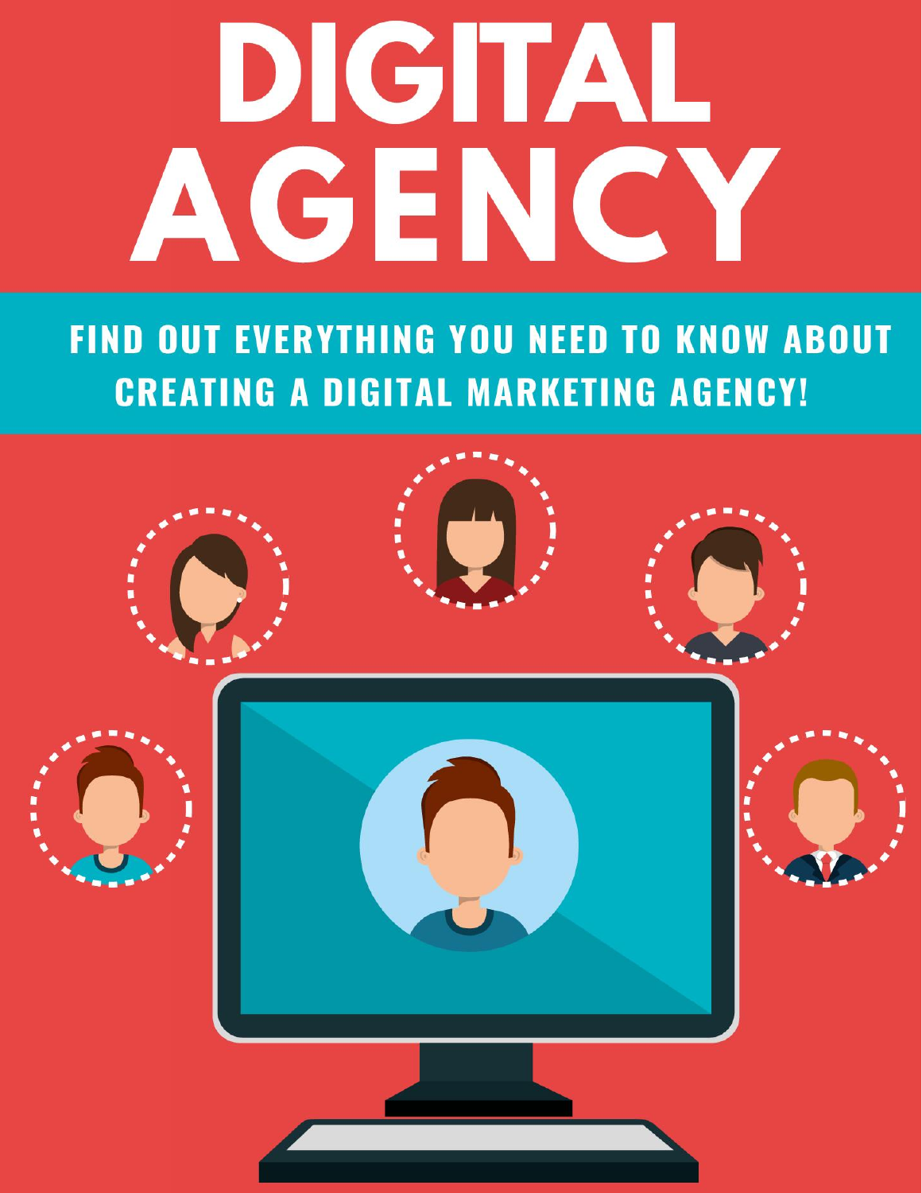# DIGITAL AGENCY

## FIND OUT EVERYTHING YOU NEED TO KNOW ABOUT CREATING A DIGITAL MARKETING AGENCY!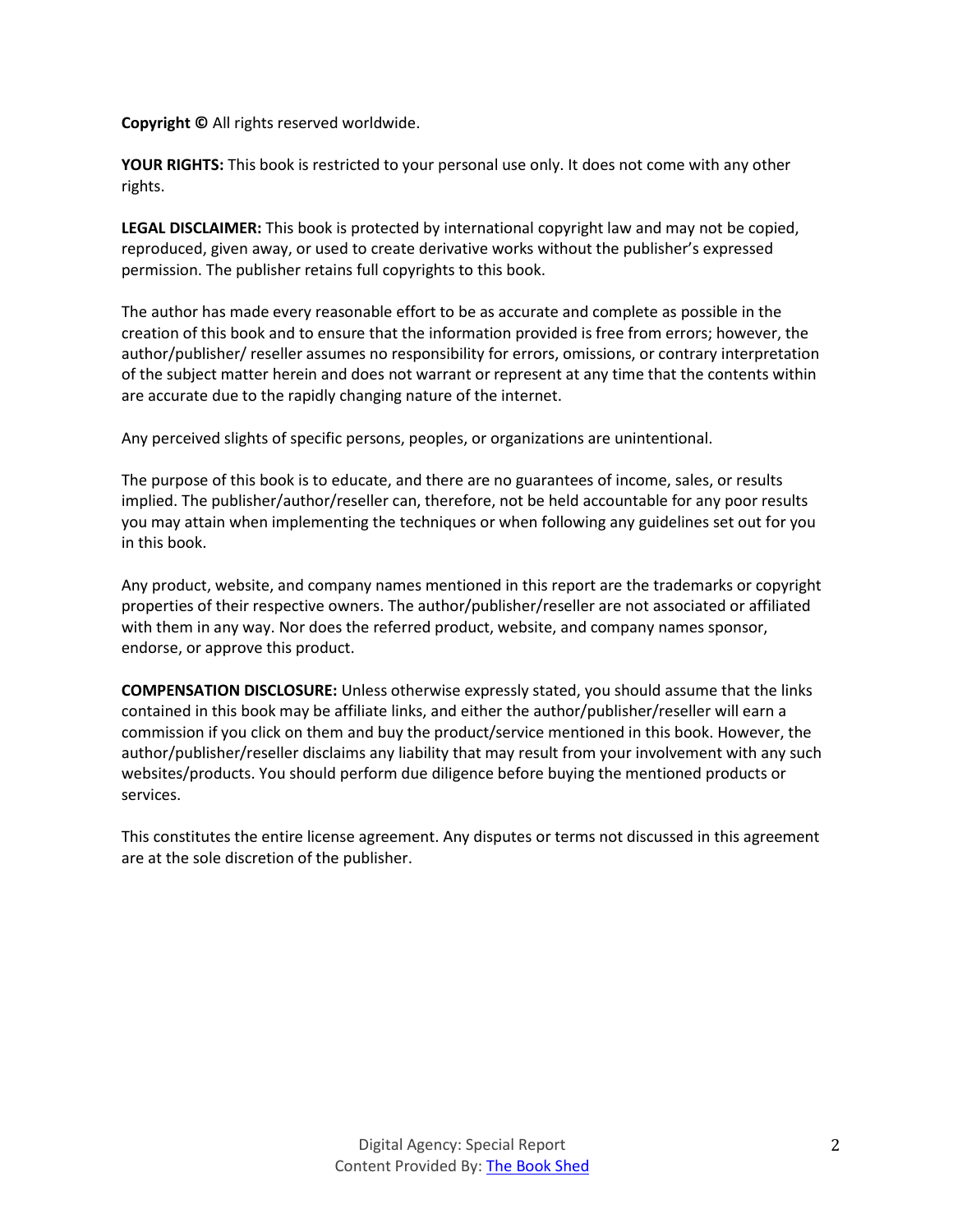**Copyright ©** All rights reserved worldwide.

**YOUR RIGHTS:** This book is restricted to your personal use only. It does not come with any other rights.

**LEGAL DISCLAIMER:** This book is protected by international copyright law and may not be copied, reproduced, given away, or used to create derivative works without the publisher's expressed permission. The publisher retains full copyrights to this book.

The author has made every reasonable effort to be as accurate and complete as possible in the creation of this book and to ensure that the information provided is free from errors; however, the author/publisher/ reseller assumes no responsibility for errors, omissions, or contrary interpretation of the subject matter herein and does not warrant or represent at any time that the contents within are accurate due to the rapidly changing nature of the internet.

Any perceived slights of specific persons, peoples, or organizations are unintentional.

The purpose of this book is to educate, and there are no guarantees of income, sales, or results implied. The publisher/author/reseller can, therefore, not be held accountable for any poor results you may attain when implementing the techniques or when following any guidelines set out for you in this book.

Any product, website, and company names mentioned in this report are the trademarks or copyright properties of their respective owners. The author/publisher/reseller are not associated or affiliated with them in any way. Nor does the referred product, website, and company names sponsor, endorse, or approve this product.

**COMPENSATION DISCLOSURE:** Unless otherwise expressly stated, you should assume that the links contained in this book may be affiliate links, and either the author/publisher/reseller will earn a commission if you click on them and buy the product/service mentioned in this book. However, the author/publisher/reseller disclaims any liability that may result from your involvement with any such websites/products. You should perform due diligence before buying the mentioned products or services.

This constitutes the entire license agreement. Any disputes or terms not discussed in this agreement are at the sole discretion of the publisher.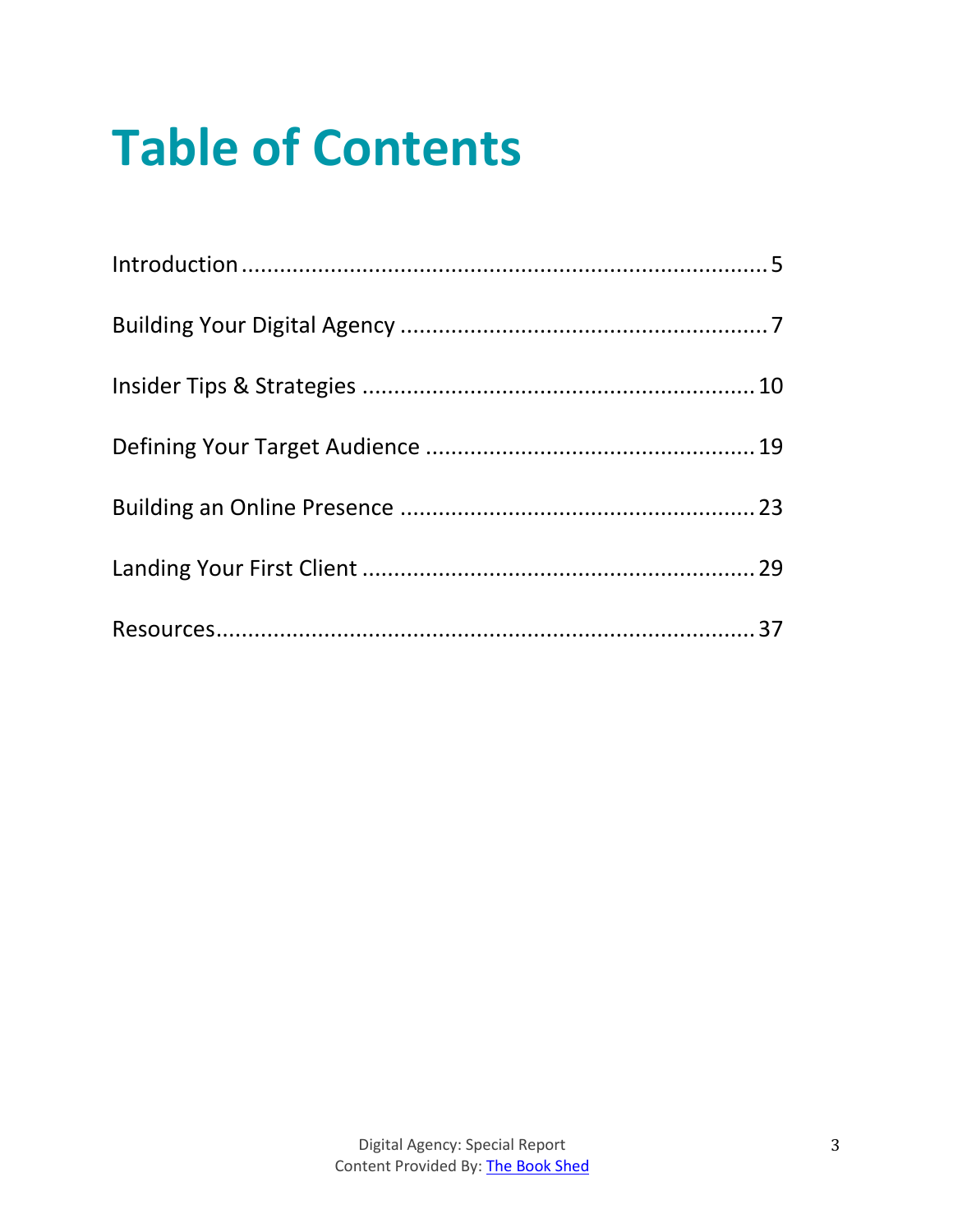# Table of Contents

Introduction ........................................................................ 5

Building Your Digital Agency ........................................................ 7

Insider Tips & Strategies ........................................................... 10

Defining Your Target Audience ....................................................... 19

Building an Online Presence ......................................................... 23

Landing Your First Client ........................................................... 29

Resources ........................................................................... 37